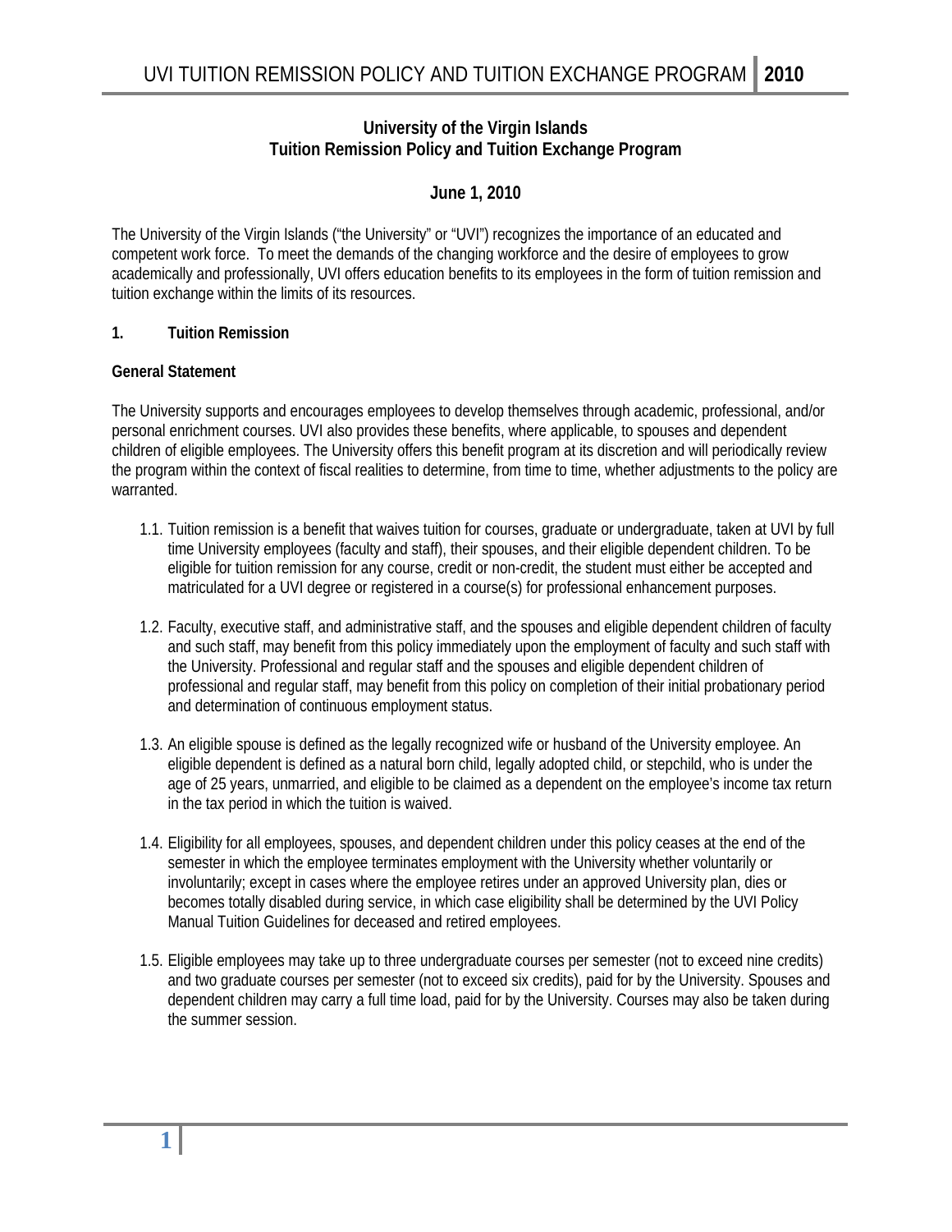# University of the Virgin Islands
# Tuition Remission Policy and Tuition Exchange Program

**June 1, 2010**

The University of the Virgin Islands ("the University" or "UVI") recognizes the importance of an educated and competent work force. To meet the demands of the changing workforce and the desire of employees to grow academically and professionally, UVI offers education benefits to its employees in the form of tuition remission and tuition exchange within the limits of its resources.

## 1. Tuition Remission

### General Statement

The University supports and encourages employees to develop themselves through academic, professional, and/or personal enrichment courses. UVI also provides these benefits, where applicable, to spouses and dependent children of eligible employees. The University offers this benefit program at its discretion and will periodically review the program within the context of fiscal realities to determine, from time to time, whether adjustments to the policy are warranted.

1.1. Tuition remission is a benefit that waives tuition for courses, graduate or undergraduate, taken at UVI by full time University employees (faculty and staff), their spouses, and their eligible dependent children. To be eligible for tuition remission for any course, credit or non-credit, the student must either be accepted and matriculated for a UVI degree or registered in a course(s) for professional enhancement purposes.

1.2. Faculty, executive staff, and administrative staff, and the spouses and eligible dependent children of faculty and such staff, may benefit from this policy immediately upon the employment of faculty and such staff with the University. Professional and regular staff and the spouses and eligible dependent children of professional and regular staff, may benefit from this policy on completion of their initial probationary period and determination of continuous employment status.

1.3. An eligible spouse is defined as the legally recognized wife or husband of the University employee. An eligible dependent is defined as a natural born child, legally adopted child, or stepchild, who is under the age of 25 years, unmarried, and eligible to be claimed as a dependent on the employee's income tax return in the tax period in which the tuition is waived.

1.4. Eligibility for all employees, spouses, and dependent children under this policy ceases at the end of the semester in which the employee terminates employment with the University whether voluntarily or involuntarily; except in cases where the employee retires under an approved University plan, dies or becomes totally disabled during service, in which case eligibility shall be determined by the UVI Policy Manual Tuition Guidelines for deceased and retired employees.

1.5. Eligible employees may take up to three undergraduate courses per semester (not to exceed nine credits) and two graduate courses per semester (not to exceed six credits), paid for by the University. Spouses and dependent children may carry a full time load, paid for by the University. Courses may also be taken during the summer session.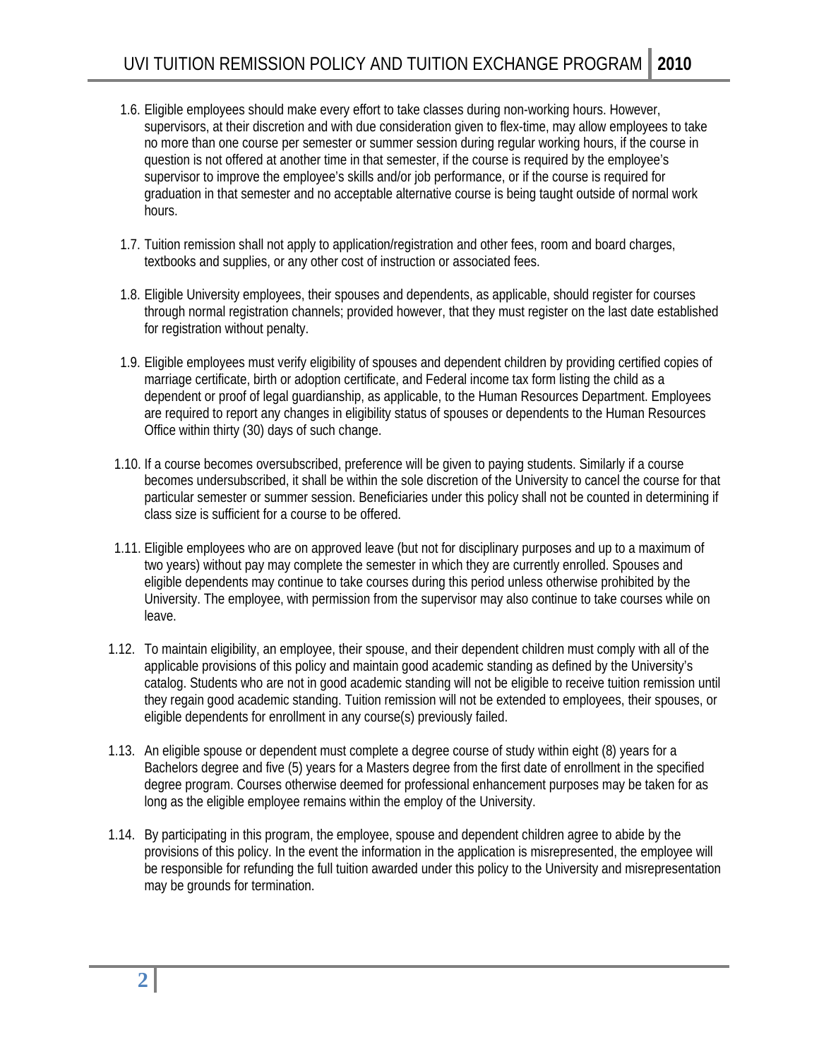1.6. Eligible employees should make every effort to take classes during non-working hours. However, supervisors, at their discretion and with due consideration given to flex-time, may allow employees to take no more than one course per semester or summer session during regular working hours, if the course in question is not offered at another time in that semester, if the course is required by the employee's supervisor to improve the employee's skills and/or job performance, or if the course is required for graduation in that semester and no acceptable alternative course is being taught outside of normal work hours.

1.7. Tuition remission shall not apply to application/registration and other fees, room and board charges, textbooks and supplies, or any other cost of instruction or associated fees.

1.8. Eligible University employees, their spouses and dependents, as applicable, should register for courses through normal registration channels; provided however, that they must register on the last date established for registration without penalty.

1.9. Eligible employees must verify eligibility of spouses and dependent children by providing certified copies of marriage certificate, birth or adoption certificate, and Federal income tax form listing the child as a dependent or proof of legal guardianship, as applicable, to the Human Resources Department. Employees are required to report any changes in eligibility status of spouses or dependents to the Human Resources Office within thirty (30) days of such change.

1.10. If a course becomes oversubscribed, preference will be given to paying students. Similarly if a course becomes undersubscribed, it shall be within the sole discretion of the University to cancel the course for that particular semester or summer session. Beneficiaries under this policy shall not be counted in determining if class size is sufficient for a course to be offered.

1.11. Eligible employees who are on approved leave (but not for disciplinary purposes and up to a maximum of two years) without pay may complete the semester in which they are currently enrolled. Spouses and eligible dependents may continue to take courses during this period unless otherwise prohibited by the University. The employee, with permission from the supervisor may also continue to take courses while on leave.

1.12. To maintain eligibility, an employee, their spouse, and their dependent children must comply with all of the applicable provisions of this policy and maintain good academic standing as defined by the University's catalog. Students who are not in good academic standing will not be eligible to receive tuition remission until they regain good academic standing. Tuition remission will not be extended to employees, their spouses, or eligible dependents for enrollment in any course(s) previously failed.

1.13. An eligible spouse or dependent must complete a degree course of study within eight (8) years for a Bachelors degree and five (5) years for a Masters degree from the first date of enrollment in the specified degree program. Courses otherwise deemed for professional enhancement purposes may be taken for as long as the eligible employee remains within the employ of the University.

1.14. By participating in this program, the employee, spouse and dependent children agree to abide by the provisions of this policy. In the event the information in the application is misrepresented, the employee will be responsible for refunding the full tuition awarded under this policy to the University and misrepresentation may be grounds for termination.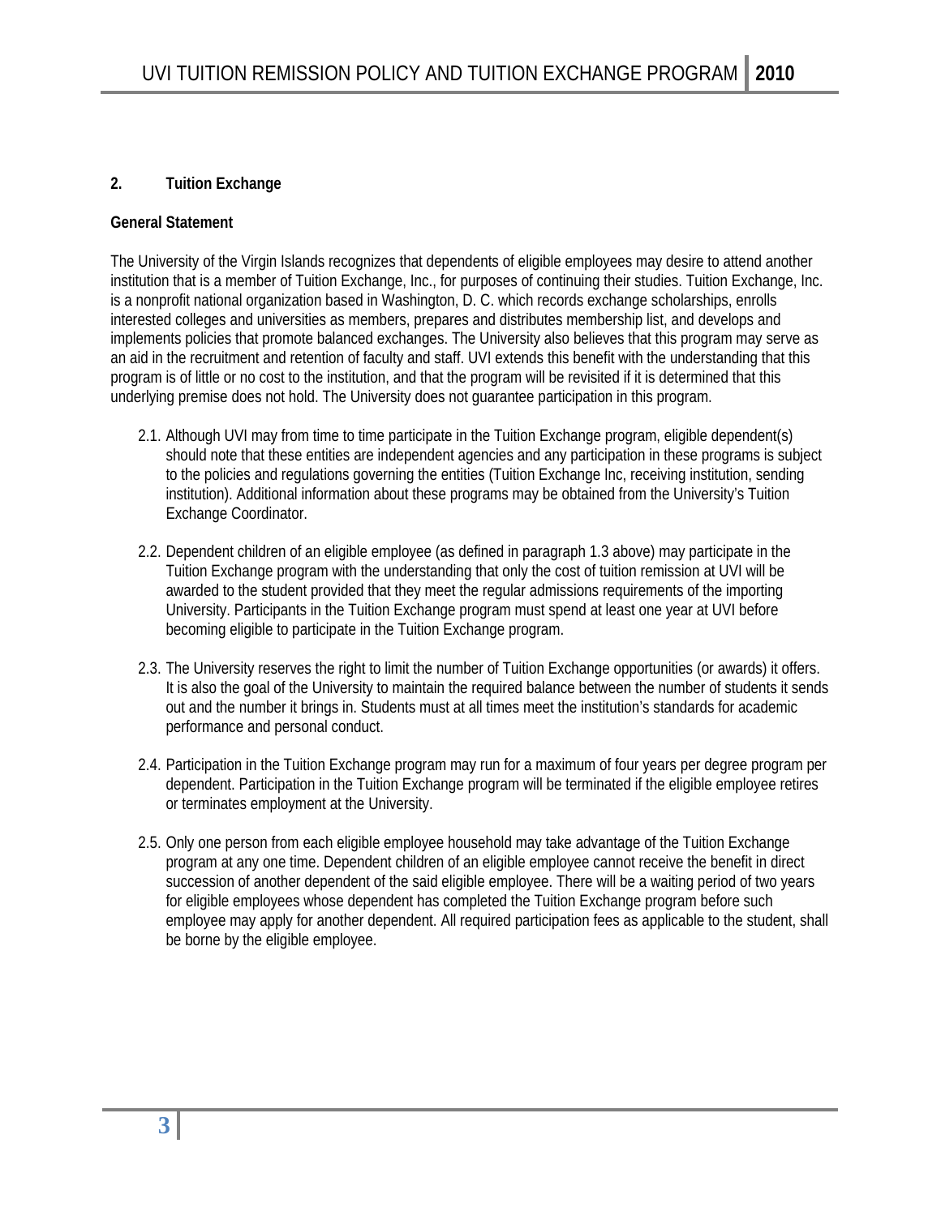## 2. Tuition Exchange

**General Statement**

The University of the Virgin Islands recognizes that dependents of eligible employees may desire to attend another institution that is a member of Tuition Exchange, Inc., for purposes of continuing their studies. Tuition Exchange, Inc. is a nonprofit national organization based in Washington, D. C. which records exchange scholarships, enrolls interested colleges and universities as members, prepares and distributes membership list, and develops and implements policies that promote balanced exchanges. The University also believes that this program may serve as an aid in the recruitment and retention of faculty and staff. UVI extends this benefit with the understanding that this program is of little or no cost to the institution, and that the program will be revisited if it is determined that this underlying premise does not hold. The University does not guarantee participation in this program.

2.1. Although UVI may from time to time participate in the Tuition Exchange program, eligible dependent(s) should note that these entities are independent agencies and any participation in these programs is subject to the policies and regulations governing the entities (Tuition Exchange Inc, receiving institution, sending institution). Additional information about these programs may be obtained from the University's Tuition Exchange Coordinator.

2.2. Dependent children of an eligible employee (as defined in paragraph 1.3 above) may participate in the Tuition Exchange program with the understanding that only the cost of tuition remission at UVI will be awarded to the student provided that they meet the regular admissions requirements of the importing University. Participants in the Tuition Exchange program must spend at least one year at UVI before becoming eligible to participate in the Tuition Exchange program.

2.3. The University reserves the right to limit the number of Tuition Exchange opportunities (or awards) it offers. It is also the goal of the University to maintain the required balance between the number of students it sends out and the number it brings in. Students must at all times meet the institution's standards for academic performance and personal conduct.

2.4. Participation in the Tuition Exchange program may run for a maximum of four years per degree program per dependent. Participation in the Tuition Exchange program will be terminated if the eligible employee retires or terminates employment at the University.

2.5. Only one person from each eligible employee household may take advantage of the Tuition Exchange program at any one time. Dependent children of an eligible employee cannot receive the benefit in direct succession of another dependent of the said eligible employee. There will be a waiting period of two years for eligible employees whose dependent has completed the Tuition Exchange program before such employee may apply for another dependent. All required participation fees as applicable to the student, shall be borne by the eligible employee.